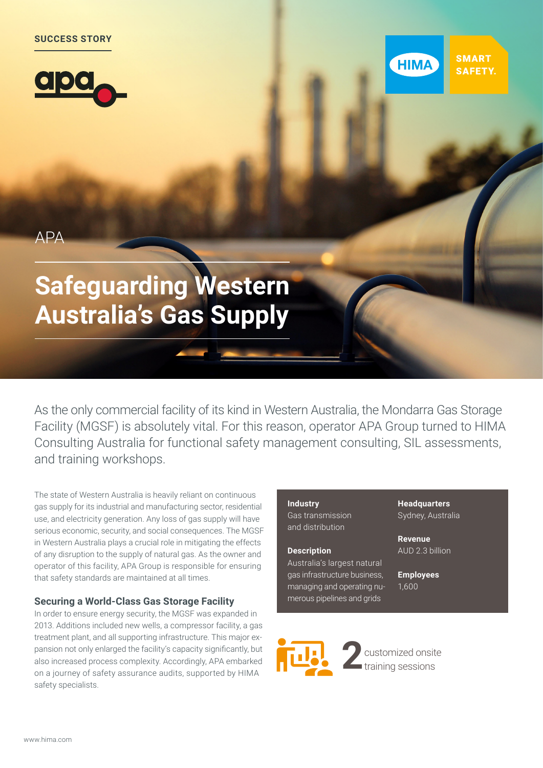SUCCESS STORY

SMART SAFETY.

APA

# Safeguarding Western Australia's Gas Supply

As the only commercial facility of its kind in Western Australia, the Mondarra Gas Storage Facility (MGSF) is absolutely vital. For this reason, operator APA Group turned to HIMA Consulting Australia for functional safety management consulting, SIL assessments, and training workshops.

The state of Western Australia is heavily reliant on continuous gas supply for its industrial and manufacturing sector, residential use, and electricity generation. Any loss of gas supply will have serious economic, security, and social consequences. The MGSF in Western Australia plays a crucial role in mitigating the effects of any disruption to the supply of natural gas. As the owner and operator of this facility, APA Group is responsible for ensuring that safety standards are maintained at all times.

## Securing a World-Class Gas Storage Facility

In order to ensure energy security, the MGSF was expanded in 2013. Additions included new wells, a compressor facility, a gas treatment plant, and all supporting infrastructure. This major expansion not only enlarged the facility's capacity significantly, but also increased process complexity. Accordingly, APA embarked on a journey of safety assurance audits, supported by HIMA safety specialists.

**Industry**
Gas transmission and distribution

**Description**
Australia's largest natural gas infrastructure business, managing and operating numerous pipelines and grids

**Headquarters**
Sydney, Australia

**Revenue**
AUD 2.3 billion

**Employees**
1,600

**2** customized onsite training sessions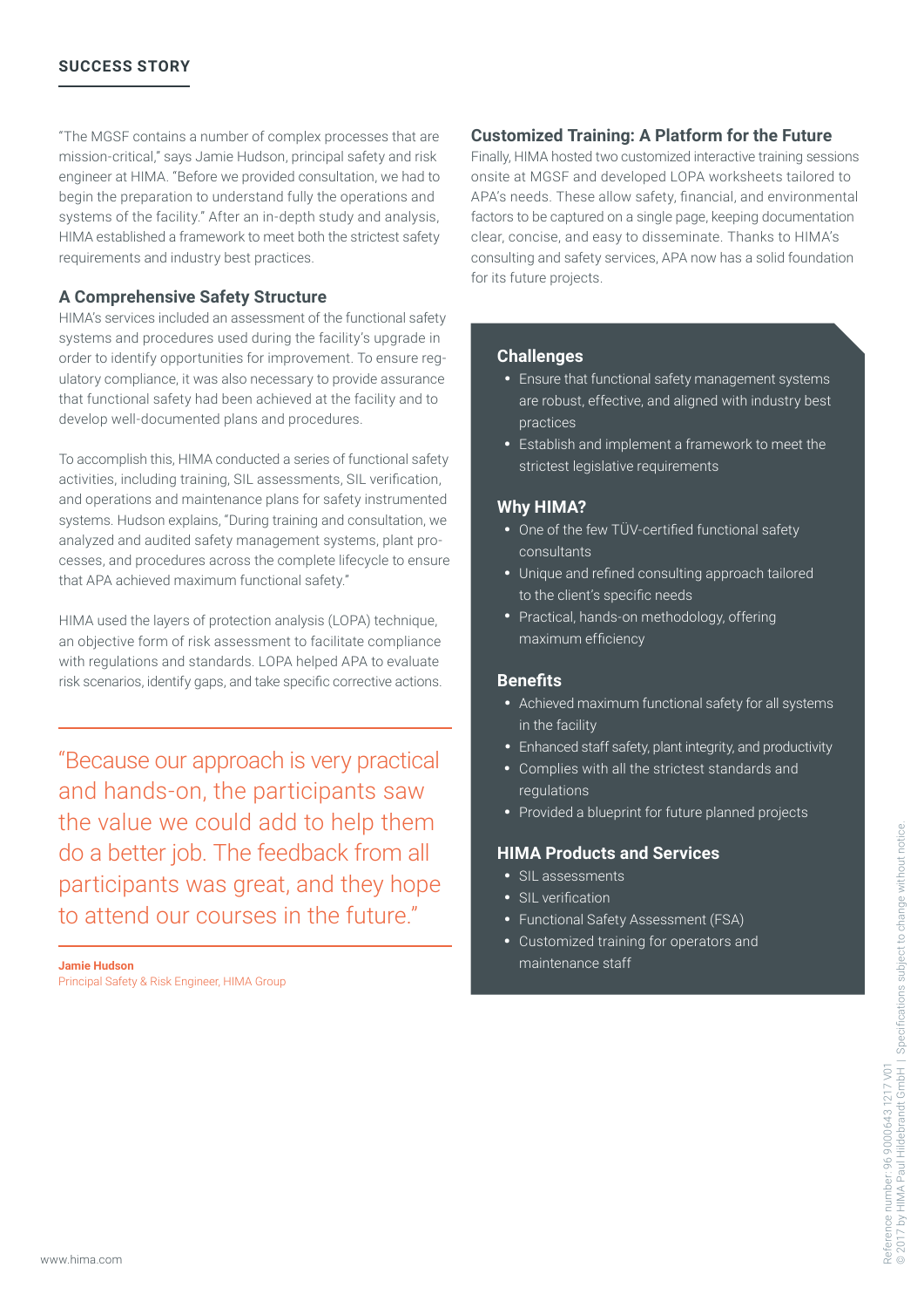"The MGSF contains a number of complex processes that are mission-critical," says Jamie Hudson, principal safety and risk engineer at HIMA. "Before we provided consultation, we had to begin the preparation to understand fully the operations and systems of the facility." After an in-depth study and analysis, HIMA established a framework to meet both the strictest safety requirements and industry best practices.

## A Comprehensive Safety Structure

HIMA's services included an assessment of the functional safety systems and procedures used during the facility's upgrade in order to identify opportunities for improvement. To ensure regulatory compliance, it was also necessary to provide assurance that functional safety had been achieved at the facility and to develop well-documented plans and procedures.

To accomplish this, HIMA conducted a series of functional safety activities, including training, SIL assessments, SIL verification, and operations and maintenance plans for safety instrumented systems. Hudson explains, "During training and consultation, we analyzed and audited safety management systems, plant processes, and procedures across the complete lifecycle to ensure that APA achieved maximum functional safety."

HIMA used the layers of protection analysis (LOPA) technique, an objective form of risk assessment to facilitate compliance with regulations and standards. LOPA helped APA to evaluate risk scenarios, identify gaps, and take specific corrective actions.

> "Because our approach is very practical and hands-on, the participants saw the value we could add to help them do a better job. The feedback from all participants was great, and they hope to attend our courses in the future."
>
> **Jamie Hudson**
> Principal Safety & Risk Engineer, HIMA Group

## Customized Training: A Platform for the Future

Finally, HIMA hosted two customized interactive training sessions onsite at MGSF and developed LOPA worksheets tailored to APA's needs. These allow safety, financial, and environmental factors to be captured on a single page, keeping documentation clear, concise, and easy to disseminate. Thanks to HIMA's consulting and safety services, APA now has a solid foundation for its future projects.

### Challenges

- Ensure that functional safety management systems are robust, effective, and aligned with industry best practices
- Establish and implement a framework to meet the strictest legislative requirements

### Why HIMA?

- One of the few TÜV-certified functional safety consultants
- Unique and refined consulting approach tailored to the client's specific needs
- Practical, hands-on methodology, offering maximum efficiency

### Benefits

- Achieved maximum functional safety for all systems in the facility
- Enhanced staff safety, plant integrity, and productivity
- Complies with all the strictest standards and regulations
- Provided a blueprint for future planned projects

### HIMA Products and Services

- SIL assessments
- SIL verification
- Functional Safety Assessment (FSA)
- Customized training for operators and maintenance staff

Reference number: 96 9000643 1217 V01
© 2017 by HIMA Paul Hildebrandt GmbH | Specifications subject to change without notice.